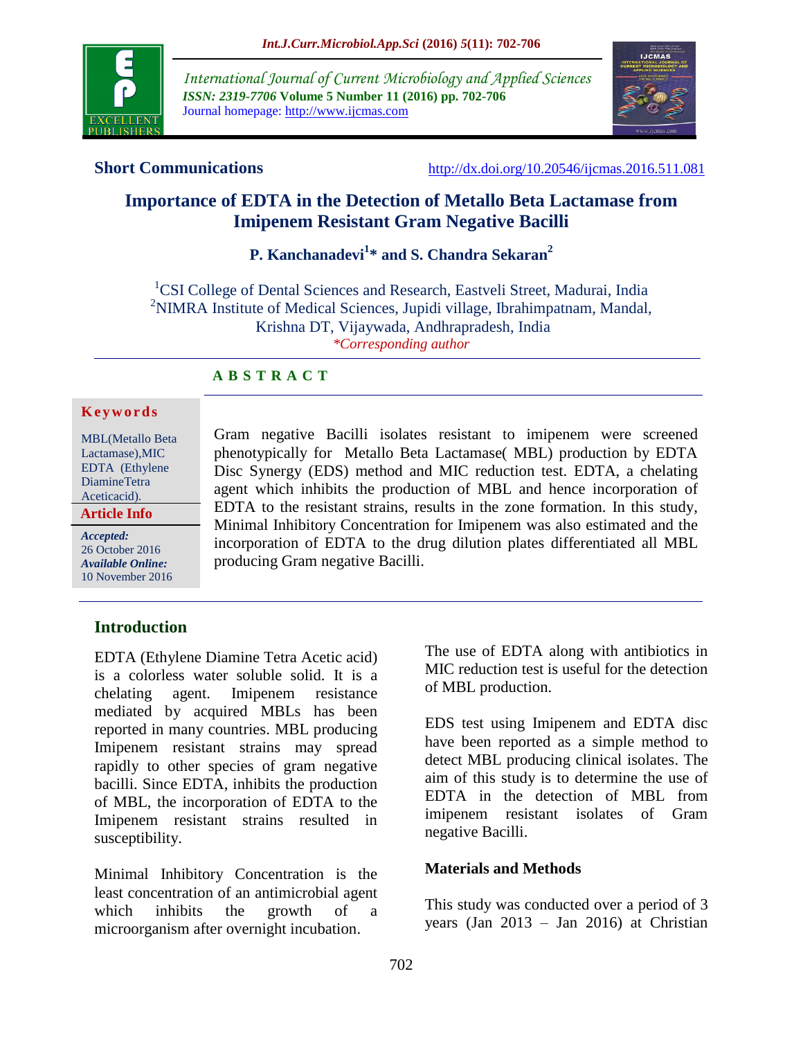**Short Communications**

http://dx.doi.org/10.20546/ijcmas.2016.511.081

# Importance of EDTA in the Detection of Metallo Beta Lactamase from Imipenem Resistant Gram Negative Bacilli

**P. Kanchanadevi[1]\* and S. Chandra Sekaran[2]**

[1]CSI College of Dental Sciences and Research, Eastveli Street, Madurai, India
[2]NIMRA Institute of Medical Sciences, Jupidi village, Ibrahimpatnam, Mandal, Krishna DT, Vijaywada, Andhrapradesh, India

*\*Corresponding author*

**A B S T R A C T**

**Keywords**

MBL(Metallo Beta Lactamase),MIC EDTA (Ethylene DiamineTetra Aceticacid).

**Article Info**

***Accepted:*** 26 October 2016
***Available Online:*** 10 November 2016

Gram negative Bacilli isolates resistant to imipenem were screened phenotypically for Metallo Beta Lactamase( MBL) production by EDTA Disc Synergy (EDS) method and MIC reduction test. EDTA, a chelating agent which inhibits the production of MBL and hence incorporation of EDTA to the resistant strains, results in the zone formation. In this study, Minimal Inhibitory Concentration for Imipenem was also estimated and the incorporation of EDTA to the drug dilution plates differentiated all MBL producing Gram negative Bacilli.

## Introduction

EDTA (Ethylene Diamine Tetra Acetic acid) is a colorless water soluble solid. It is a chelating agent. Imipenem resistance mediated by acquired MBLs has been reported in many countries. MBL producing Imipenem resistant strains may spread rapidly to other species of gram negative bacilli. Since EDTA, inhibits the production of MBL, the incorporation of EDTA to the Imipenem resistant strains resulted in susceptibility.

Minimal Inhibitory Concentration is the least concentration of an antimicrobial agent which inhibits the growth of a microorganism after overnight incubation.

The use of EDTA along with antibiotics in MIC reduction test is useful for the detection of MBL production.

EDS test using Imipenem and EDTA disc have been reported as a simple method to detect MBL producing clinical isolates. The aim of this study is to determine the use of EDTA in the detection of MBL from imipenem resistant isolates of Gram negative Bacilli.

### Materials and Methods

This study was conducted over a period of 3 years (Jan 2013 – Jan 2016) at Christian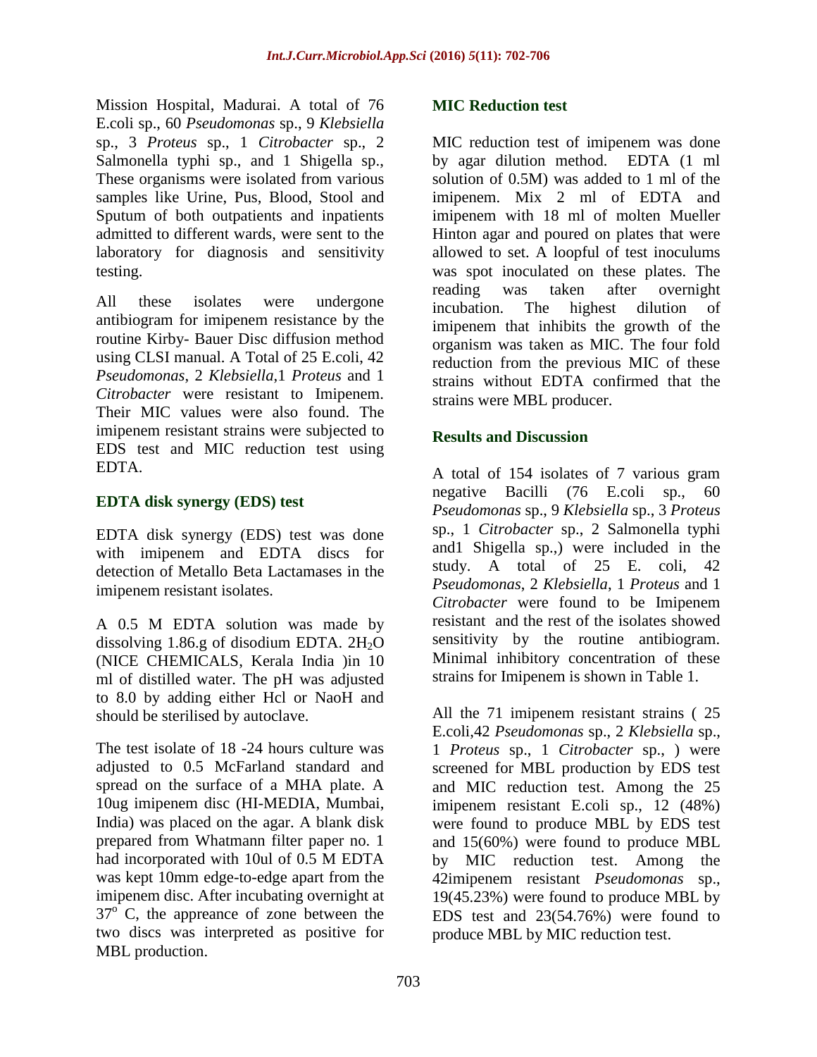Mission Hospital, Madurai. A total of 76 E.coli sp., 60 *Pseudomonas* sp., 9 *Klebsiella* sp., 3 *Proteus* sp., 1 *Citrobacter* sp., 2 Salmonella typhi sp., and 1 Shigella sp., These organisms were isolated from various samples like Urine, Pus, Blood, Stool and Sputum of both outpatients and inpatients admitted to different wards, were sent to the laboratory for diagnosis and sensitivity testing.

All these isolates were undergone antibiogram for imipenem resistance by the routine Kirby- Bauer Disc diffusion method using CLSI manual. A Total of 25 E.coli, 42 *Pseudomonas*, 2 *Klebsiella*,1 *Proteus* and 1 *Citrobacter* were resistant to Imipenem. Their MIC values were also found. The imipenem resistant strains were subjected to EDS test and MIC reduction test using EDTA.

## EDTA disk synergy (EDS) test

EDTA disk synergy (EDS) test was done with imipenem and EDTA discs for detection of Metallo Beta Lactamases in the imipenem resistant isolates.

A 0.5 M EDTA solution was made by dissolving 1.86.g of disodium EDTA. $2H_2O$ (NICE CHEMICALS, Kerala India )in 10 ml of distilled water. The pH was adjusted to 8.0 by adding either Hcl or NaoH and should be sterilised by autoclave.

The test isolate of 18 -24 hours culture was adjusted to 0.5 McFarland standard and spread on the surface of a MHA plate. A 10ug imipenem disc (HI-MEDIA, Mumbai, India) was placed on the agar. A blank disk prepared from Whatmann filter paper no. 1 had incorporated with 10ul of 0.5 M EDTA was kept 10mm edge-to-edge apart from the imipenem disc. After incubating overnight at $37^{o}$ C, the appearance of zone between the two discs was interpreted as positive for MBL production.

## MIC Reduction test

MIC reduction test of imipenem was done by agar dilution method. EDTA (1 ml solution of 0.5M) was added to 1 ml of the imipenem. Mix 2 ml of EDTA and imipenem with 18 ml of molten Mueller Hinton agar and poured on plates that were allowed to set. A loopful of test inoculums was spot inoculated on these plates. The reading was taken after overnight incubation. The highest dilution of imipenem that inhibits the growth of the organism was taken as MIC. The four fold reduction from the previous MIC of these strains without EDTA confirmed that the strains were MBL producer.

## Results and Discussion

A total of 154 isolates of 7 various gram negative Bacilli (76 E.coli sp., 60 *Pseudomonas* sp., 9 *Klebsiella* sp., 3 *Proteus* sp., 1 *Citrobacter* sp., 2 Salmonella typhi and1 Shigella sp.,) were included in the study. A total of 25 E. coli, 42 *Pseudomonas*, 2 *Klebsiella*, 1 *Proteus* and 1 *Citrobacter* were found to be Imipenem resistant and the rest of the isolates showed sensitivity by the routine antibiogram. Minimal inhibitory concentration of these strains for Imipenem is shown in Table 1.

All the 71 imipenem resistant strains ( 25 E.coli,42 *Pseudomonas* sp., 2 *Klebsiella* sp., 1 *Proteus* sp., 1 *Citrobacter* sp., ) were screened for MBL production by EDS test and MIC reduction test. Among the 25 imipenem resistant E.coli sp., 12 (48%) were found to produce MBL by EDS test and 15(60%) were found to produce MBL by MIC reduction test. Among the 42imipenem resistant *Pseudomonas* sp., 19(45.23%) were found to produce MBL by EDS test and 23(54.76%) were found to produce MBL by MIC reduction test.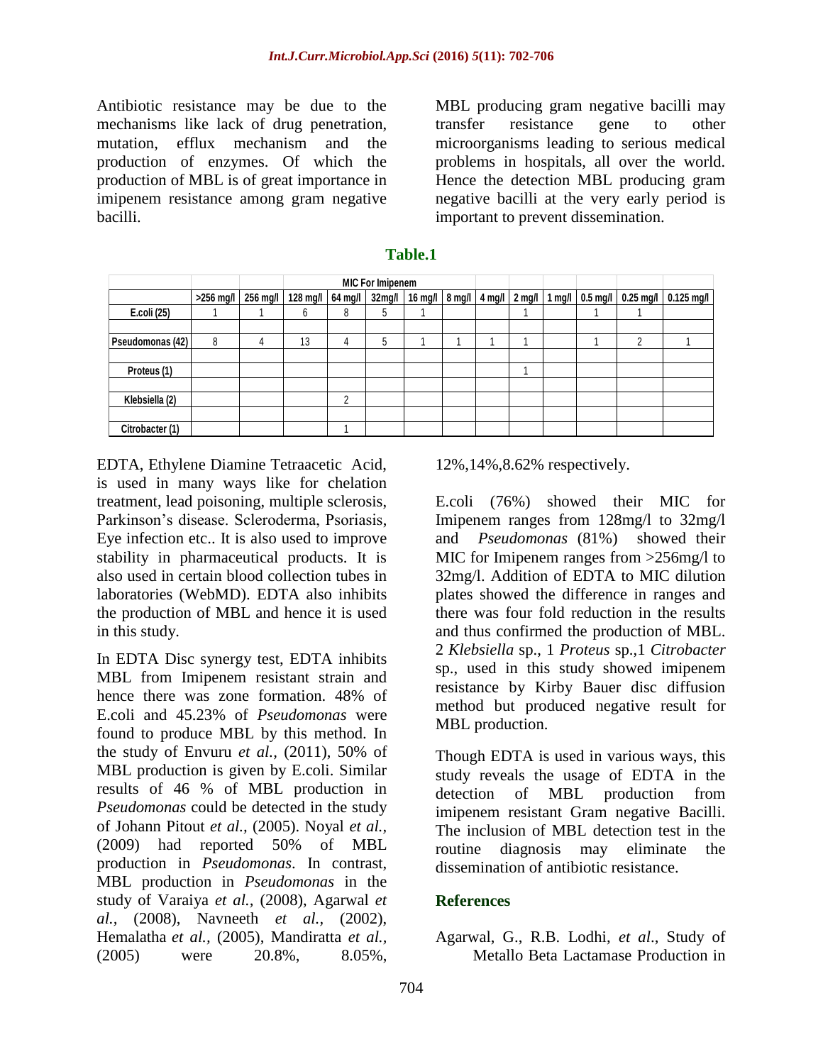Antibiotic resistance may be due to the mechanisms like lack of drug penetration, mutation, efflux mechanism and the production of enzymes. Of which the production of MBL is of great importance in imipenem resistance among gram negative bacilli.

MBL producing gram negative bacilli may transfer resistance gene to other microorganisms leading to serious medical problems in hospitals, all over the world. Hence the detection MBL producing gram negative bacilli at the very early period is important to prevent dissemination.

**Table.1**

| | MIC For Imipenem | | | | | | | | | | | | |
|---|---|---|---|---|---|---|---|---|---|---|---|---|---|
| | >256 mg/l | 256 mg/l | 128 mg/l | 64 mg/l | 32mg/l | 16 mg/l | 8 mg/l | 4 mg/l | 2 mg/l | 1 mg/l | 0.5 mg/l | 0.25 mg/l | 0.125 mg/l |
| E.coli (25) | 1 | 1 | 6 | 8 | 5 | 1 | | | 1 | | 1 | 1 | |
| Pseudomonas (42) | 8 | 4 | 13 | 4 | 5 | 1 | 1 | 1 | 1 | | 1 | 2 | 1 |
| Proteus (1) | | | | | | | | | 1 | | | | |
| Klebsiella (2) | | | | 2 | | | | | | | | | |
| Citrobacter (1) | | | | 1 | | | | | | | | | |

EDTA, Ethylene Diamine Tetraacetic Acid, is used in many ways like for chelation treatment, lead poisoning, multiple sclerosis, Parkinson's disease. Scleroderma, Psoriasis, Eye infection etc.. It is also used to improve stability in pharmaceutical products. It is also used in certain blood collection tubes in laboratories (WebMD). EDTA also inhibits the production of MBL and hence it is used in this study.

In EDTA Disc synergy test, EDTA inhibits MBL from Imipenem resistant strain and hence there was zone formation. 48% of E.coli and 45.23% of *Pseudomonas* were found to produce MBL by this method. In the study of Envuru *et al.,* (2011), 50% of MBL production is given by E.coli. Similar results of 46 % of MBL production in *Pseudomonas* could be detected in the study of Johann Pitout *et al.,* (2005). Noyal *et al.,* (2009) had reported 50% of MBL production in *Pseudomonas*. In contrast, MBL production in *Pseudomonas* in the study of Varaiya *et al.,* (2008), Agarwal *et al.,* (2008), Navneeth *et al.,* (2002), Hemalatha *et al.,* (2005), Mandiratta *et al.,* (2005) were 20.8%, 8.05%, 12%,14%,8.62% respectively.

E.coli (76%) showed their MIC for Imipenem ranges from 128mg/l to 32mg/l and *Pseudomonas* (81%) showed their MIC for Imipenem ranges from >256mg/l to 32mg/l. Addition of EDTA to MIC dilution plates showed the difference in ranges and there was four fold reduction in the results and thus confirmed the production of MBL. 2 *Klebsiella* sp., 1 *Proteus* sp.,1 *Citrobacter* sp., used in this study showed imipenem resistance by Kirby Bauer disc diffusion method but produced negative result for MBL production.

Though EDTA is used in various ways, this study reveals the usage of EDTA in the detection of MBL production from imipenem resistant Gram negative Bacilli. The inclusion of MBL detection test in the routine diagnosis may eliminate the dissemination of antibiotic resistance.

## References

Agarwal, G., R.B. Lodhi, *et al*., Study of Metallo Beta Lactamase Production in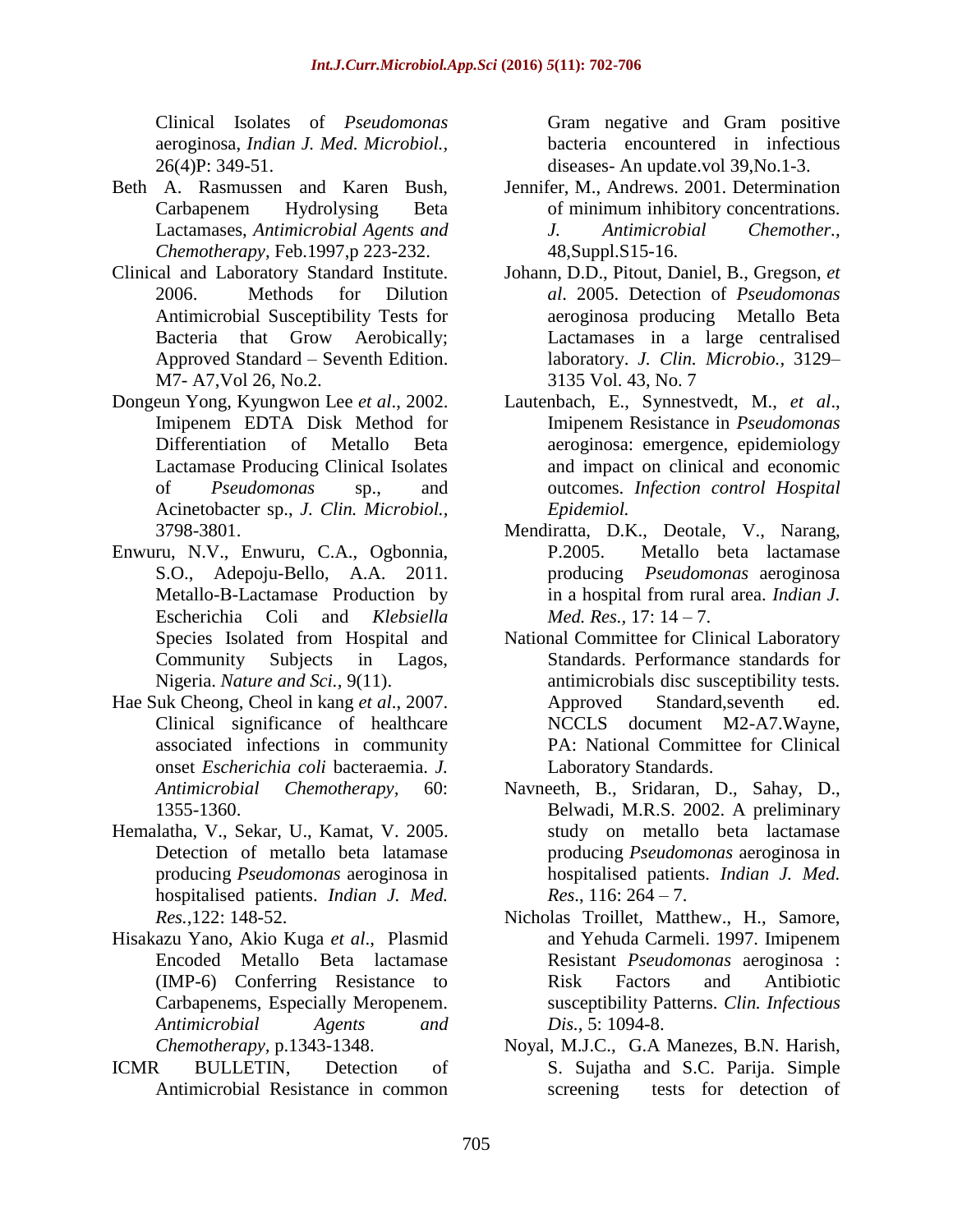Clinical Isolates of *Pseudomonas* aeroginosa, *Indian J. Med. Microbiol.,* 26(4)P: 349-51.

Beth A. Rasmussen and Karen Bush, Carbapenem Hydrolysing Beta Lactamases, *Antimicrobial Agents and Chemotherapy,* Feb.1997,p 223-232.

Clinical and Laboratory Standard Institute. 2006. Methods for Dilution Antimicrobial Susceptibility Tests for Bacteria that Grow Aerobically; Approved Standard – Seventh Edition. M7- A7,Vol 26, No.2.

Dongeun Yong, Kyungwon Lee *et al*., 2002. Imipenem EDTA Disk Method for Differentiation of Metallo Beta Lactamase Producing Clinical Isolates of *Pseudomonas* sp., and Acinetobacter sp., *J. Clin. Microbiol.,* 3798-3801.

Enwuru, N.V., Enwuru, C.A., Ogbonnia, S.O., Adepoju-Bello, A.A. 2011. Metallo-B-Lactamase Production by Escherichia Coli and *Klebsiella* Species Isolated from Hospital and Community Subjects in Lagos, Nigeria. *Nature and Sci.,* 9(11).

Hae Suk Cheong, Cheol in kang *et al*., 2007. Clinical significance of healthcare associated infections in community onset *Escherichia coli* bacteraemia. *J. Antimicrobial Chemotherapy,* 60: 1355-1360.

Hemalatha, V., Sekar, U., Kamat, V. 2005. Detection of metallo beta latamase producing *Pseudomonas* aeroginosa in hospitalised patients. *Indian J. Med. Res.,*122: 148-52.

Hisakazu Yano, Akio Kuga *et al*., Plasmid Encoded Metallo Beta lactamase (IMP-6) Conferring Resistance to Carbapenems, Especially Meropenem. *Antimicrobial Agents and Chemotherapy,* p.1343-1348.

ICMR BULLETIN, Detection of Antimicrobial Resistance in common Gram negative and Gram positive bacteria encountered in infectious diseases- An update.vol 39,No.1-3.

Jennifer, M., Andrews. 2001. Determination of minimum inhibitory concentrations. *J. Antimicrobial Chemother.,* 48,Suppl.S15-16.

Johann, D.D., Pitout, Daniel, B., Gregson, *et al*. 2005. Detection of *Pseudomonas* aeroginosa producing Metallo Beta Lactamases in a large centralised laboratory. *J. Clin. Microbio.,* 3129–3135 Vol. 43, No. 7

Lautenbach, E., Synnestvedt, M., *et al*., Imipenem Resistance in *Pseudomonas* aeroginosa: emergence, epidemiology and impact on clinical and economic outcomes. *Infection control Hospital Epidemiol.*

Mendiratta, D.K., Deotale, V., Narang, P.2005. Metallo beta lactamase producing *Pseudomonas* aeroginosa in a hospital from rural area. *Indian J. Med. Res.,* 17: 14 – 7.

National Committee for Clinical Laboratory Standards. Performance standards for antimicrobials disc susceptibility tests. Approved Standard,seventh ed. NCCLS document M2-A7.Wayne, PA: National Committee for Clinical Laboratory Standards.

Navneeth, B., Sridaran, D., Sahay, D., Belwadi, M.R.S. 2002. A preliminary study on metallo beta lactamase producing *Pseudomonas* aeroginosa in hospitalised patients. *Indian J. Med. Res*., 116: 264 – 7.

Nicholas Troillet, Matthew., H., Samore, and Yehuda Carmeli. 1997. Imipenem Resistant *Pseudomonas* aeroginosa : Risk Factors and Antibiotic susceptibility Patterns. *Clin. Infectious Dis.,* 5: 1094-8.

Noyal, M.J.C., G.A Manezes, B.N. Harish, S. Sujatha and S.C. Parija. Simple screening tests for detection of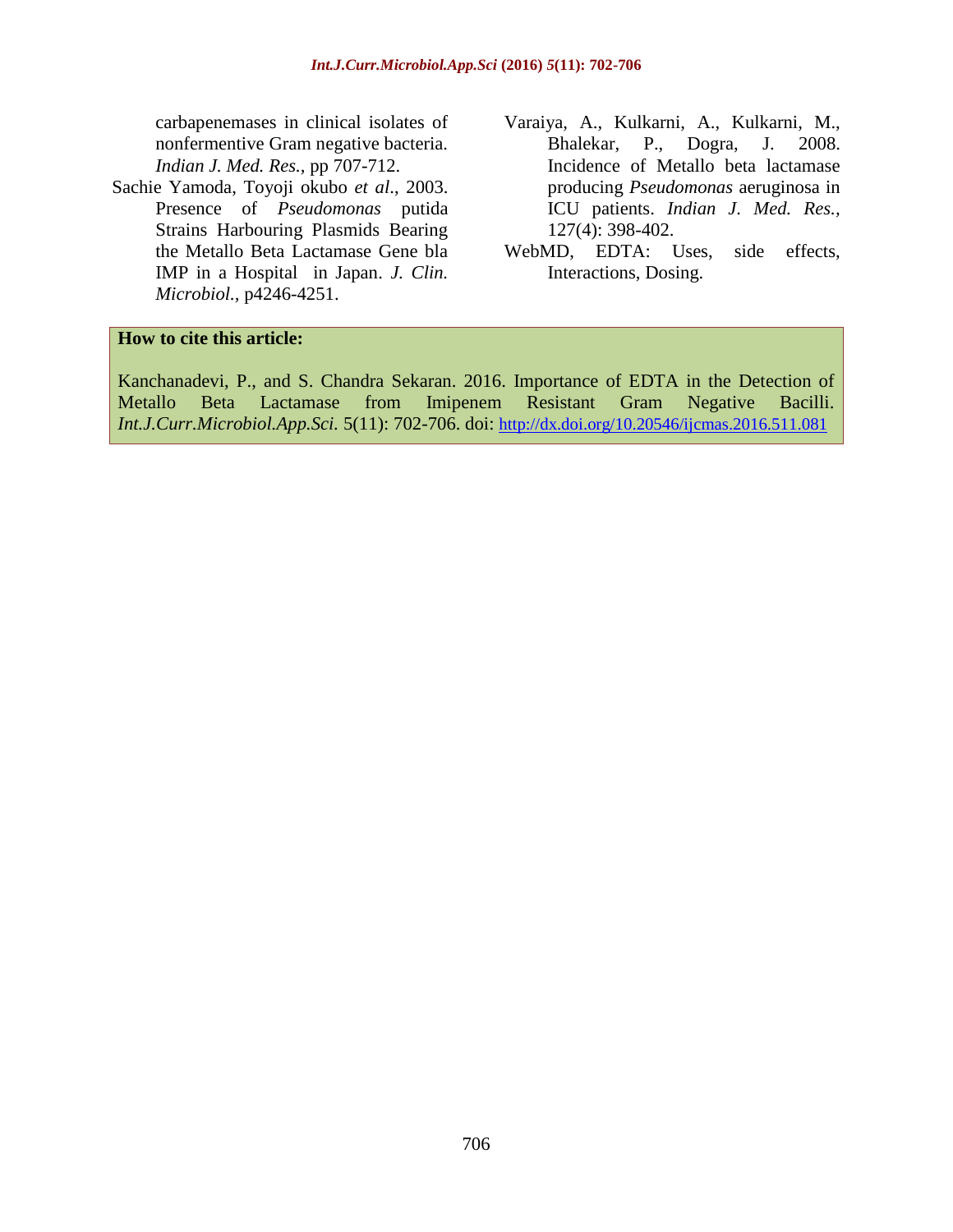carbapenemases in clinical isolates of nonfermentive Gram negative bacteria. *Indian J. Med. Res.*, pp 707-712.

Sachie Yamoda, Toyoji okubo *et al*., 2003. Presence of *Pseudomonas* putida Strains Harbouring Plasmids Bearing the Metallo Beta Lactamase Gene bla IMP in a Hospital in Japan. *J. Clin. Microbiol.*, p4246-4251.

Varaiya, A., Kulkarni, A., Kulkarni, M., Bhalekar, P., Dogra, J. 2008. Incidence of Metallo beta lactamase producing *Pseudomonas* aeruginosa in ICU patients. *Indian J. Med. Res.*, 127(4): 398-402.

WebMD, EDTA: Uses, side effects, Interactions, Dosing.

**How to cite this article:**

Kanchanadevi, P., and S. Chandra Sekaran. 2016. Importance of EDTA in the Detection of Metallo Beta Lactamase from Imipenem Resistant Gram Negative Bacilli. *Int.J.Curr.Microbiol.App.Sci.* 5(11): 702-706. doi: http://dx.doi.org/10.20546/ijcmas.2016.511.081